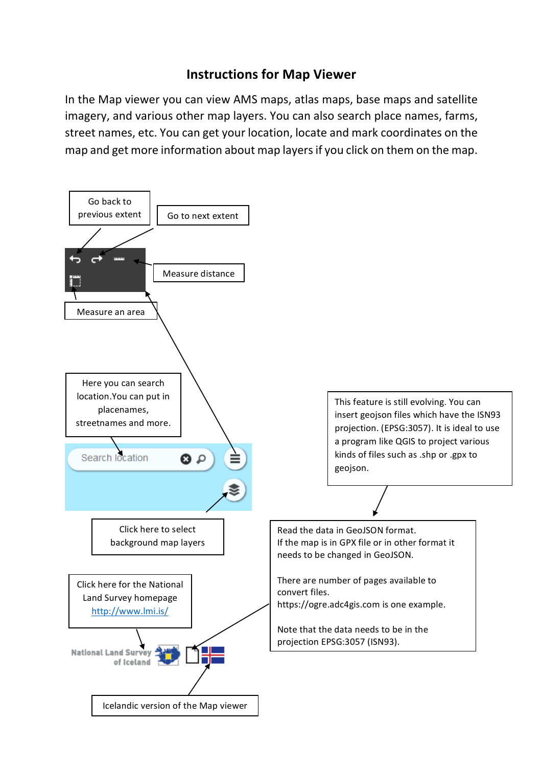# Instructions for Map Viewer

In the Map viewer you can view AMS maps, atlas maps, base maps and satellite imagery, and various other map layers. You can also search place names, farms, street names, etc. You can get your location, locate and mark coordinates on the map and get more information about map layers if you click on them on the map.

Go back to previous extent

Go to next extent

Measure distance

Measure an area

Here you can search location.You can put in placenames, streetnames and more.

Search location

This feature is still evolving. You can insert geojson files which have the ISN93 projection. (EPSG:3057). It is ideal to use a program like QGIS to project various kinds of files such as .shp or .gpx to geojson.

Click here to select background map layers

Read the data in GeoJSON format.
If the map is in GPX file or in other format it needs to be changed in GeoJSON.

There are number of pages available to convert files.
https://ogre.adc4gis.com is one example.

Note that the data needs to be in the projection EPSG:3057 (ISN93).

Click here for the National Land Survey homepage
http://www.lmi.is/

National Land Survey of Iceland

Icelandic version of the Map viewer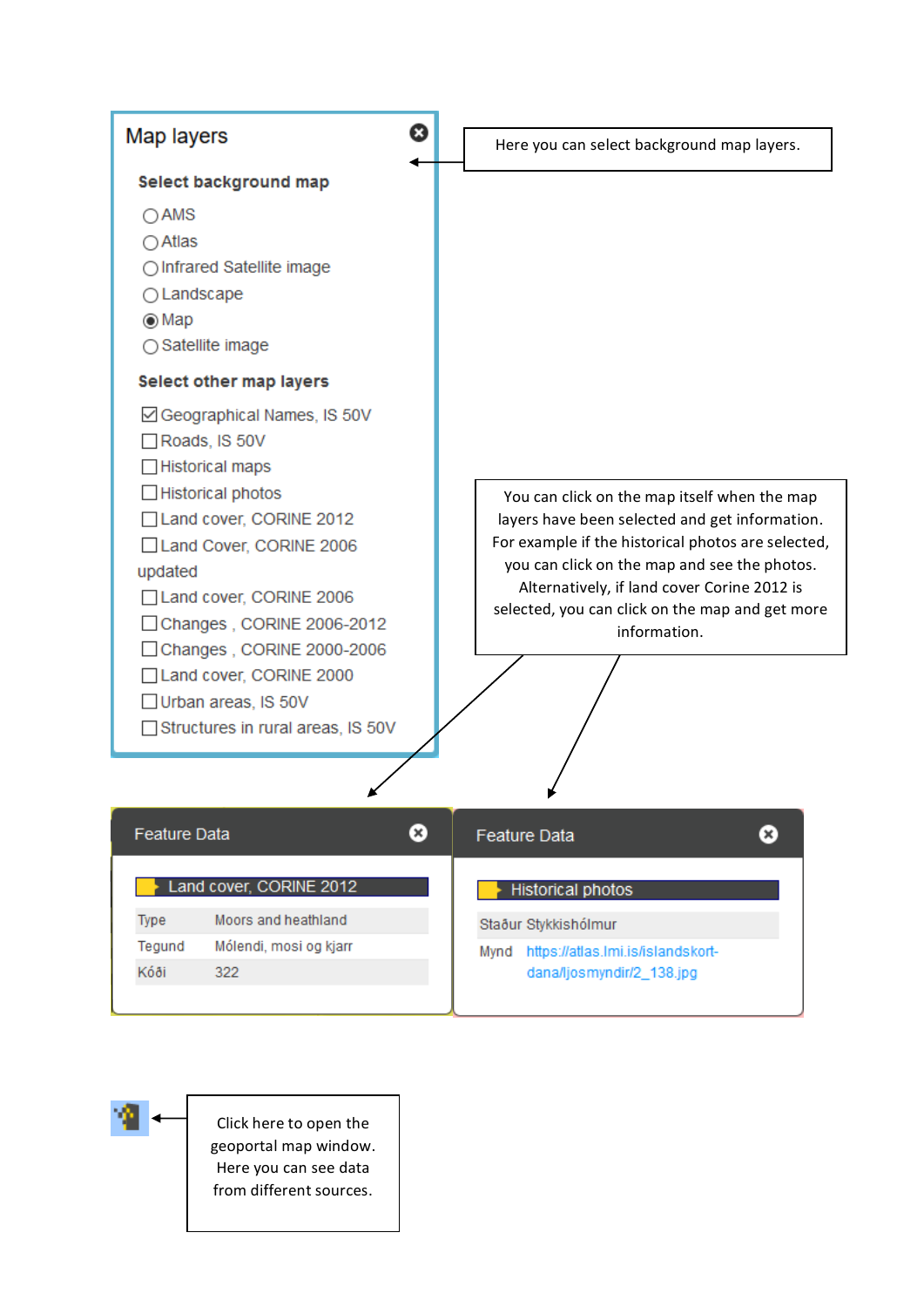## Map layers

**Select background map**

- ◯ AMS
- ◯ Atlas
- ◯ Infrared Satellite image
- ◯ Landscape
- ◉ Map
- ◯ Satellite image

**Select other map layers**

- ☑ Geographical Names, IS 50V
- ☐ Roads, IS 50V
- ☐ Historical maps
- ☐ Historical photos
- ☐ Land cover, CORINE 2012
- ☐ Land Cover, CORINE 2006 updated
- ☐ Land cover, CORINE 2006
- ☐ Changes , CORINE 2006-2012
- ☐ Changes , CORINE 2000-2006
- ☐ Land cover, CORINE 2000
- ☐ Urban areas, IS 50V
- ☐ Structures in rural areas, IS 50V

Here you can select background map layers.

You can click on the map itself when the map layers have been selected and get information. For example if the historical photos are selected, you can click on the map and see the photos. Alternatively, if land cover Corine 2012 is selected, you can click on the map and get more information.

**Feature Data**

Land cover, CORINE 2012

| | |
|---|---|
| Type | Moors and heathland |
| Tegund | Mólendi, mosi og kjarr |
| Kóði | 322 |

**Feature Data**

Historical photos

| | |
|---|---|
| Staður | Stykkishólmur |
| Mynd | https://atlas.lmi.is/islandskort-dana/ljosmyndir/2_138.jpg |

Click here to open the geoportal map window. Here you can see data from different sources.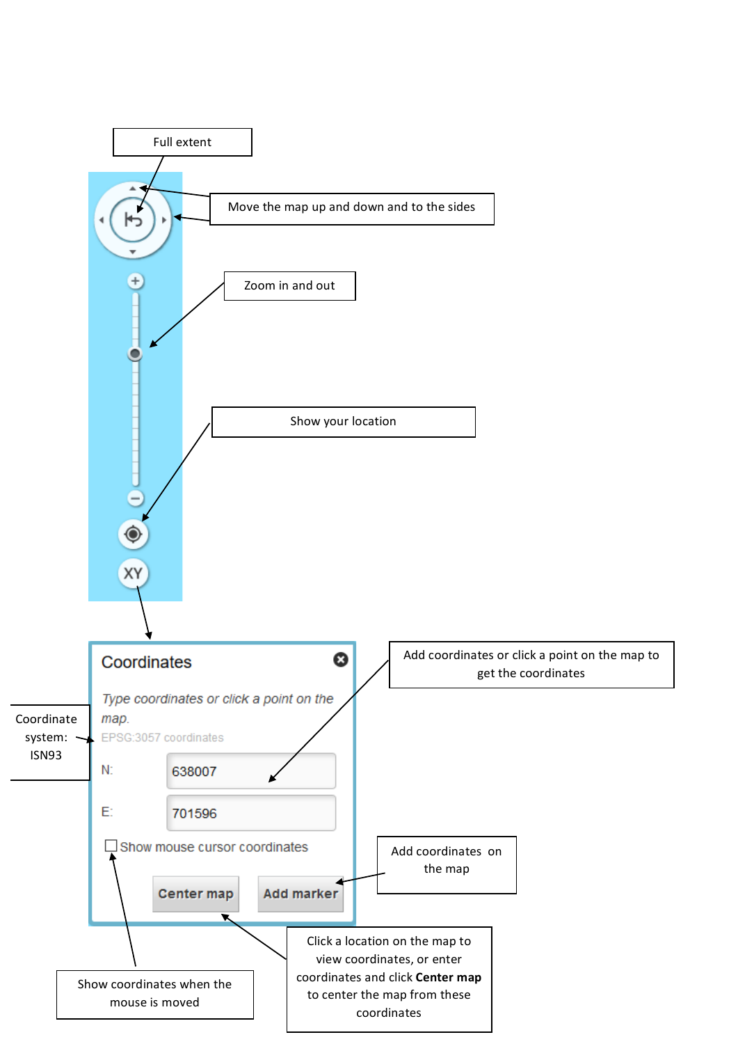Full extent

Move the map up and down and to the sides

Zoom in and out

Show your location

XY

Coordinates

*Type coordinates or click a point on the map.*

EPSG:3057 coordinates

N: 638007

E: 701596

Show mouse cursor coordinates

Center map

Add marker

Add coordinates or click a point on the map to get the coordinates

Coordinate system: ISN93

Add coordinates on the map

Click a location on the map to view coordinates, or enter coordinates and click **Center map** to center the map from these coordinates

Show coordinates when the mouse is moved